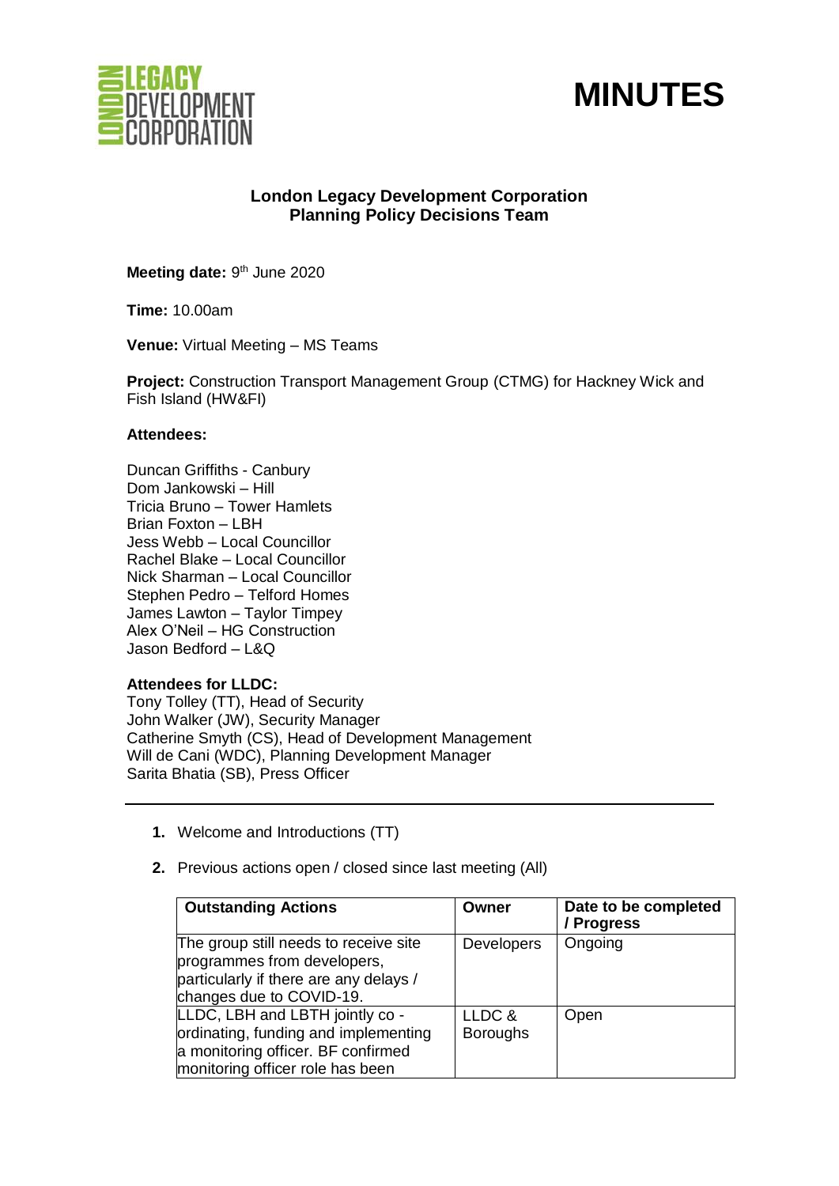# MINUTES

**London Legacy Development Corporation**
**Planning Policy Decisions Team**

**Meeting date:** 9th June 2020

**Time:** 10.00am

**Venue:** Virtual Meeting – MS Teams

**Project:** Construction Transport Management Group (CTMG) for Hackney Wick and Fish Island (HW&FI)

**Attendees:**

Duncan Griffiths - Canbury
Dom Jankowski – Hill
Tricia Bruno – Tower Hamlets
Brian Foxton – LBH
Jess Webb – Local Councillor
Rachel Blake – Local Councillor
Nick Sharman – Local Councillor
Stephen Pedro – Telford Homes
James Lawton – Taylor Timpey
Alex O'Neil – HG Construction
Jason Bedford – L&Q

**Attendees for LLDC:**
Tony Tolley (TT), Head of Security
John Walker (JW), Security Manager
Catherine Smyth (CS), Head of Development Management
Will de Cani (WDC), Planning Development Manager
Sarita Bhatia (SB), Press Officer

---

1. Welcome and Introductions (TT)

2. Previous actions open / closed since last meeting (All)

| Outstanding Actions | Owner | Date to be completed / Progress |
|---|---|---|
| The group still needs to receive site programmes from developers, particularly if there are any delays / changes due to COVID-19. | Developers | Ongoing |
| LLDC, LBH and LBTH jointly co - ordinating, funding and implementing a monitoring officer. BF confirmed monitoring officer role has been | LLDC & Boroughs | Open |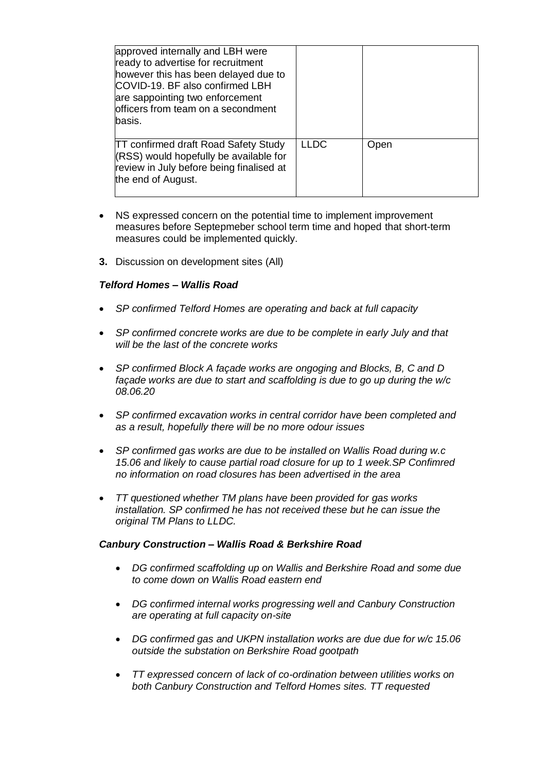| | | |
|---|---|---|
| approved internally and LBH were ready to advertise for recruitment however this has been delayed due to COVID-19. BF also confirmed LBH are sappointing two enforcement officers from team on a secondment basis. | | |
| TT confirmed draft Road Safety Study (RSS) would hopefully be available for review in July before being finalised at the end of August. | LLDC | Open |

- NS expressed concern on the potential time to implement improvement measures before Septepmeber school term time and hoped that short-term measures could be implemented quickly.

**3.** Discussion on development sites (All)

***Telford Homes – Wallis Road***

- *SP confirmed Telford Homes are operating and back at full capacity*
- *SP confirmed concrete works are due to be complete in early July and that will be the last of the concrete works*
- *SP confirmed Block A façade works are ongoing and Blocks, B, C and D façade works are due to start and scaffolding is due to go up during the w/c 08.06.20*
- *SP confirmed excavation works in central corridor have been completed and as a result, hopefully there will be no more odour issues*
- *SP confirmed gas works are due to be installed on Wallis Road during w.c 15.06 and likely to cause partial road closure for up to 1 week.SP Confimred no information on road closures has been advertised in the area*
- *TT questioned whether TM plans have been provided for gas works installation. SP confirmed he has not received these but he can issue the original TM Plans to LLDC.*

***Canbury Construction – Wallis Road & Berkshire Road***

- *DG confirmed scaffolding up on Wallis and Berkshire Road and some due to come down on Wallis Road eastern end*
- *DG confirmed internal works progressing well and Canbury Construction are operating at full capacity on-site*
- *DG confirmed gas and UKPN installation works are due due for w/c 15.06 outside the substation on Berkshire Road gootpath*
- *TT expressed concern of lack of co-ordination between utilities works on both Canbury Construction and Telford Homes sites. TT requested*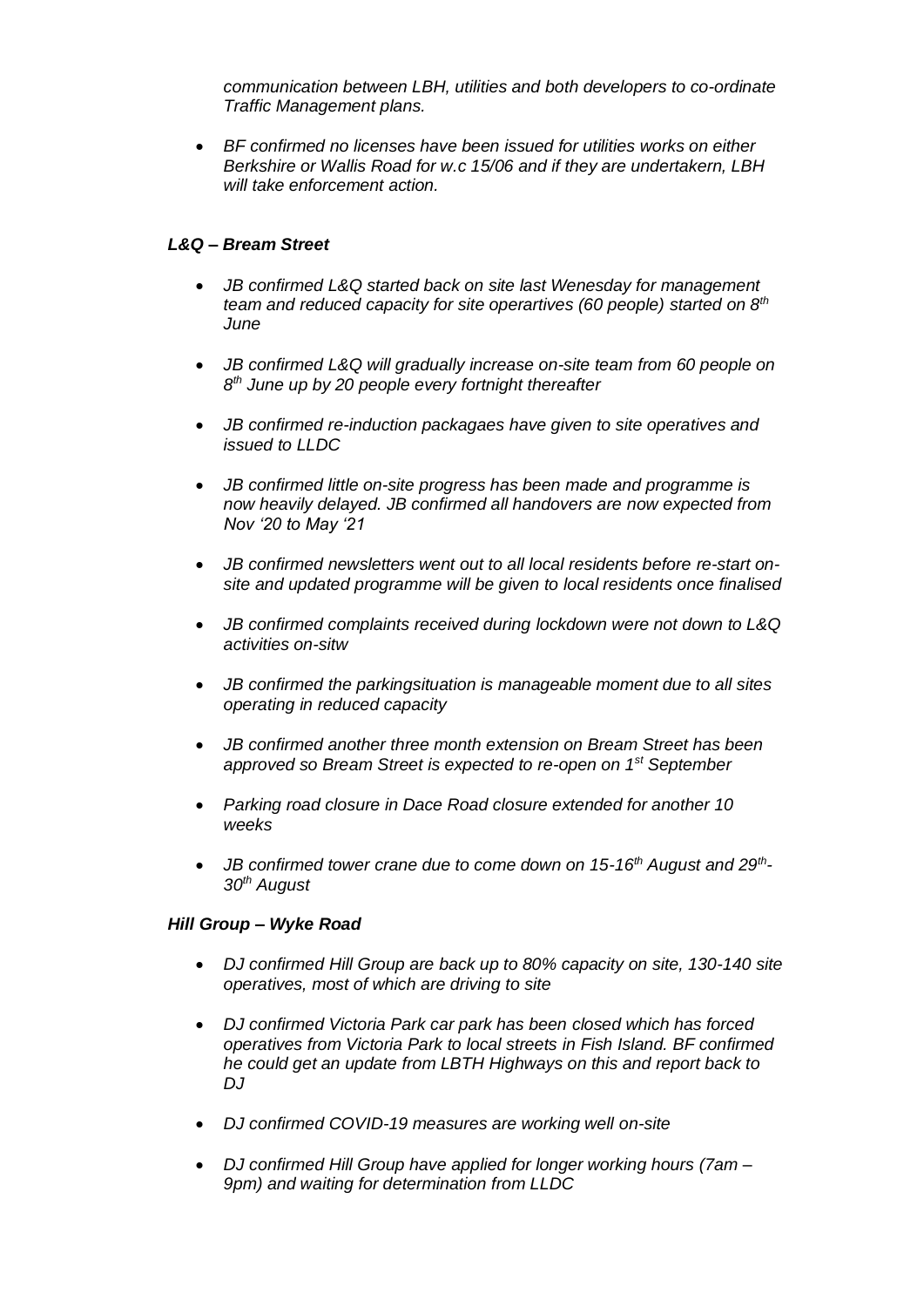*communication between LBH, utilities and both developers to co-ordinate Traffic Management plans.*

- *BF confirmed no licenses have been issued for utilities works on either Berkshire or Wallis Road for w.c 15/06 and if they are undertakern, LBH will take enforcement action.*

***L&Q – Bream Street***

- *JB confirmed L&Q started back on site last Wenesday for management team and reduced capacity for site operartives (60 people) started on 8th June*
- *JB confirmed L&Q will gradually increase on-site team from 60 people on 8th June up by 20 people every fortnight thereafter*
- *JB confirmed re-induction packagaes have given to site operatives and issued to LLDC*
- *JB confirmed little on-site progress has been made and programme is now heavily delayed. JB confirmed all handovers are now expected from Nov '20 to May '21*
- *JB confirmed newsletters went out to all local residents before re-start on-site and updated programme will be given to local residents once finalised*
- *JB confirmed complaints received during lockdown were not down to L&Q activities on-sitw*
- *JB confirmed the parkingsituation is manageable moment due to all sites operating in reduced capacity*
- *JB confirmed another three month extension on Bream Street has been approved so Bream Street is expected to re-open on 1st September*
- *Parking road closure in Dace Road closure extended for another 10 weeks*
- *JB confirmed tower crane due to come down on 15-16th August and 29th-30th August*

***Hill Group – Wyke Road***

- *DJ confirmed Hill Group are back up to 80% capacity on site, 130-140 site operatives, most of which are driving to site*
- *DJ confirmed Victoria Park car park has been closed which has forced operatives from Victoria Park to local streets in Fish Island. BF confirmed he could get an update from LBTH Highways on this and report back to DJ*
- *DJ confirmed COVID-19 measures are working well on-site*
- *DJ confirmed Hill Group have applied for longer working hours (7am – 9pm) and waiting for determination from LLDC*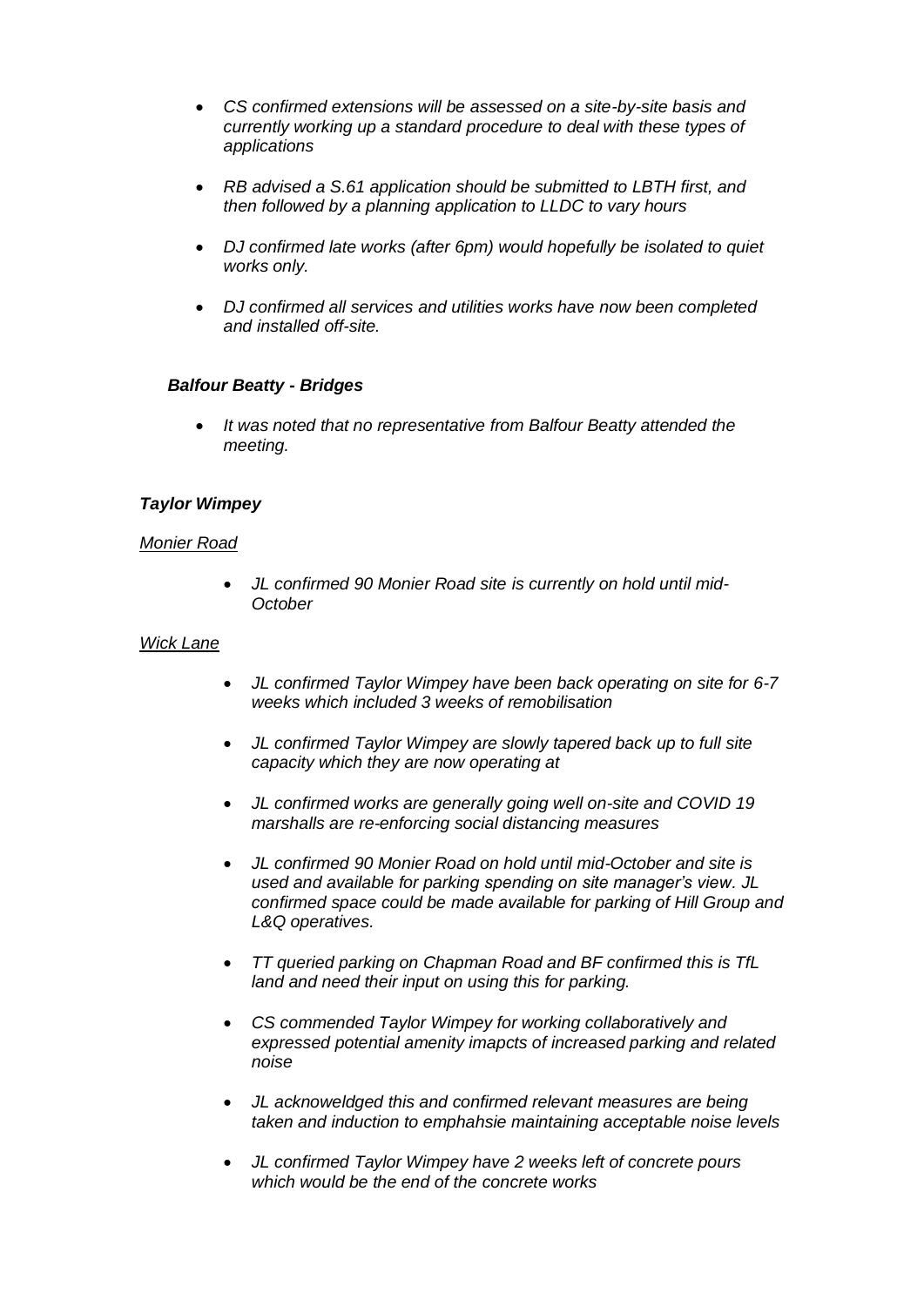- *CS confirmed extensions will be assessed on a site-by-site basis and currently working up a standard procedure to deal with these types of applications*

- *RB advised a S.61 application should be submitted to LBTH first, and then followed by a planning application to LLDC to vary hours*

- *DJ confirmed late works (after 6pm) would hopefully be isolated to quiet works only.*

- *DJ confirmed all services and utilities works have now been completed and installed off-site.*

***Balfour Beatty - Bridges***

- *It was noted that no representative from Balfour Beatty attended the meeting.*

***Taylor Wimpey***

*Monier Road*

- *JL confirmed 90 Monier Road site is currently on hold until mid-October*

*Wick Lane*

- *JL confirmed Taylor Wimpey have been back operating on site for 6-7 weeks which included 3 weeks of remobilisation*

- *JL confirmed Taylor Wimpey are slowly tapered back up to full site capacity which they are now operating at*

- *JL confirmed works are generally going well on-site and COVID 19 marshalls are re-enforcing social distancing measures*

- *JL confirmed 90 Monier Road on hold until mid-October and site is used and available for parking spending on site manager's view. JL confirmed space could be made available for parking of Hill Group and L&Q operatives.*

- *TT queried parking on Chapman Road and BF confirmed this is TfL land and need their input on using this for parking.*

- *CS commended Taylor Wimpey for working collaboratively and expressed potential amenity imapcts of increased parking and related noise*

- *JL acknoweldged this and confirmed relevant measures are being taken and induction to emphahsie maintaining acceptable noise levels*

- *JL confirmed Taylor Wimpey have 2 weeks left of concrete pours which would be the end of the concrete works*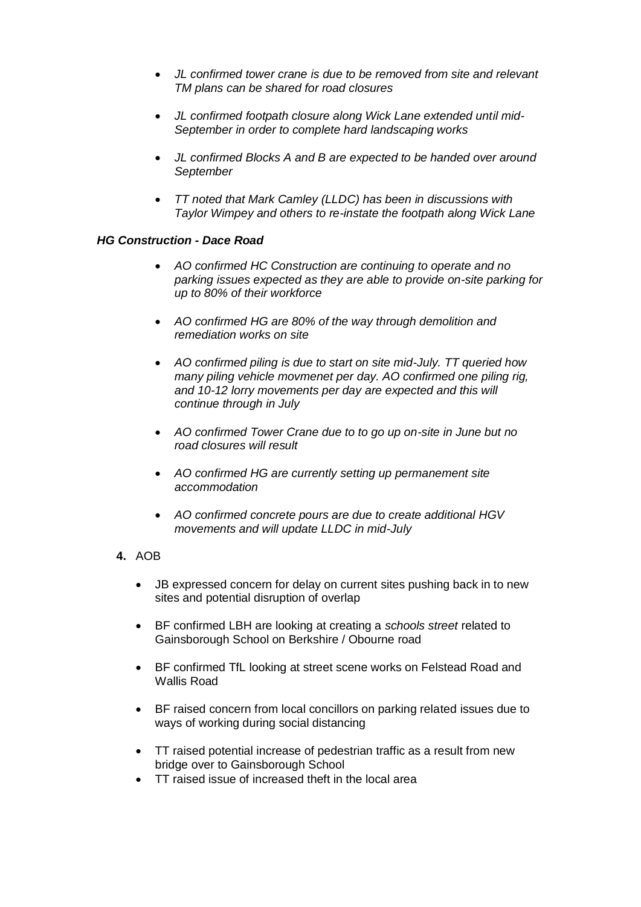- *JL confirmed tower crane is due to be removed from site and relevant TM plans can be shared for road closures*

- *JL confirmed footpath closure along Wick Lane extended until mid-September in order to complete hard landscaping works*

- *JL confirmed Blocks A and B are expected to be handed over around September*

- *TT noted that Mark Camley (LLDC) has been in discussions with Taylor Wimpey and others to re-instate the footpath along Wick Lane*

***HG Construction - Dace Road***

- *AO confirmed HC Construction are continuing to operate and no parking issues expected as they are able to provide on-site parking for up to 80% of their workforce*

- *AO confirmed HG are 80% of the way through demolition and remediation works on site*

- *AO confirmed piling is due to start on site mid-July. TT queried how many piling vehicle movmenet per day. AO confirmed one piling rig, and 10-12 lorry movements per day are expected and this will continue through in July*

- *AO confirmed Tower Crane due to to go up on-site in June but no road closures will result*

- *AO confirmed HG are currently setting up permanement site accommodation*

- *AO confirmed concrete pours are due to create additional HGV movements and will update LLDC in mid-July*

**4.** AOB

- JB expressed concern for delay on current sites pushing back in to new sites and potential disruption of overlap

- BF confirmed LBH are looking at creating a *schools street* related to Gainsborough School on Berkshire / Obourne road

- BF confirmed TfL looking at street scene works on Felstead Road and Wallis Road

- BF raised concern from local concillors on parking related issues due to ways of working during social distancing

- TT raised potential increase of pedestrian traffic as a result from new bridge over to Gainsborough School
- TT raised issue of increased theft in the local area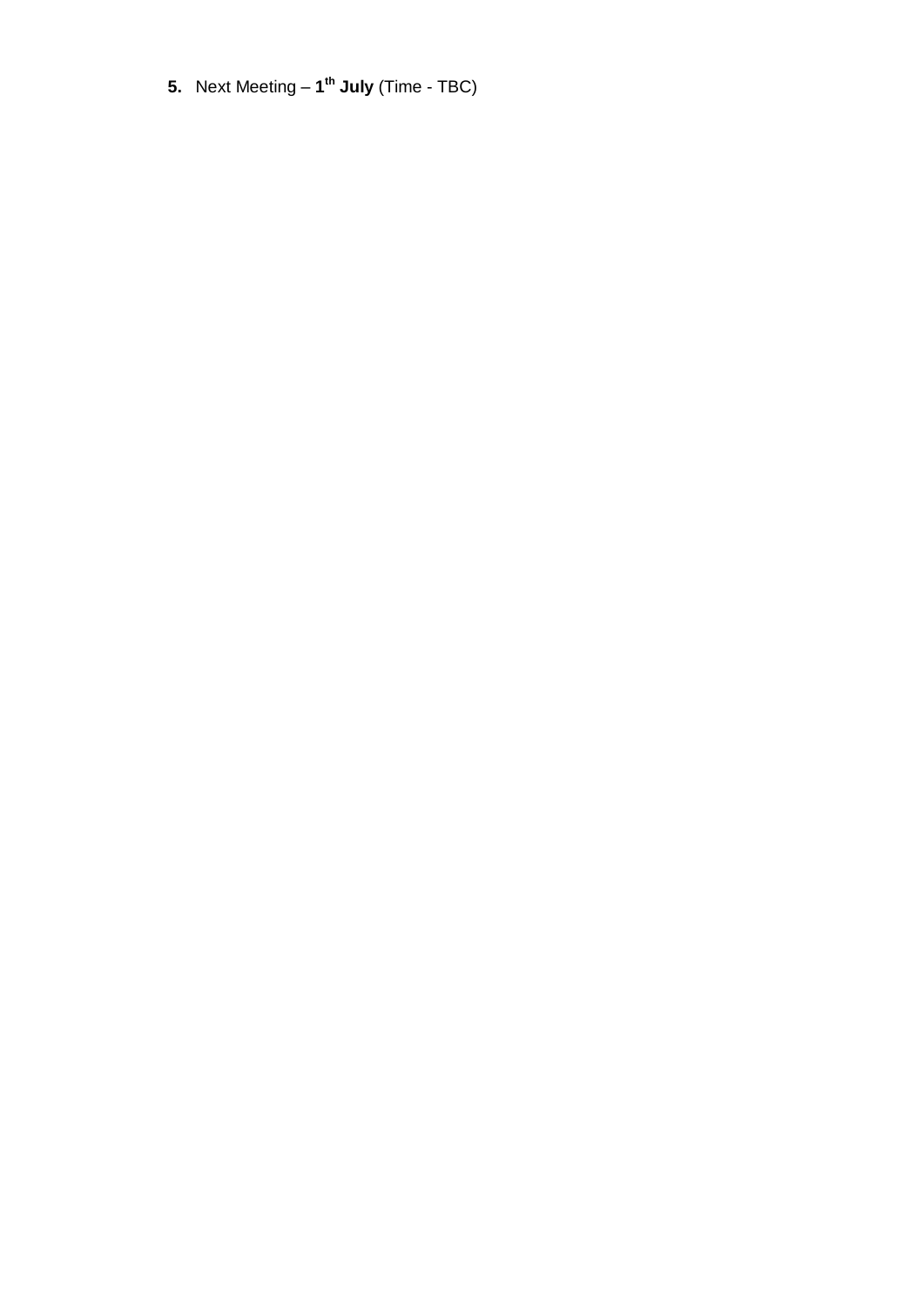**5.** Next Meeting – **1th July** (Time - TBC)